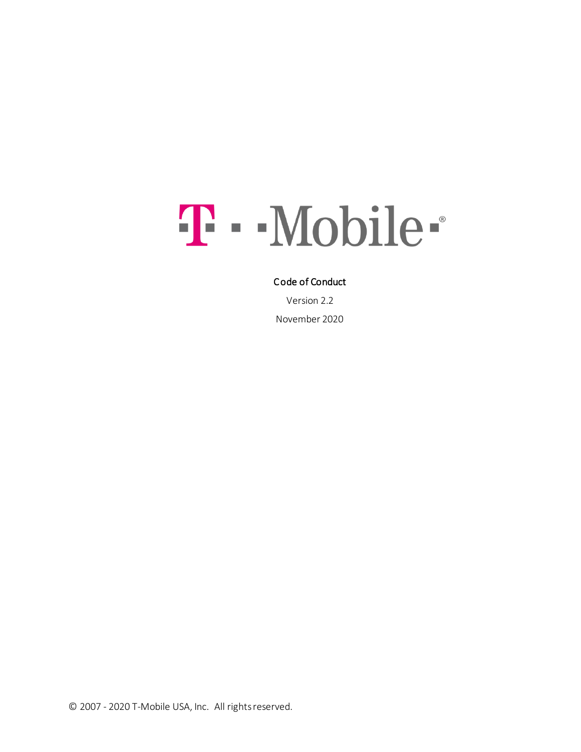T · · Mobile ·®

# Code of Conduct

Version 2.2

November 2020

© 2007 - 2020 T-Mobile USA, Inc. All rights reserved.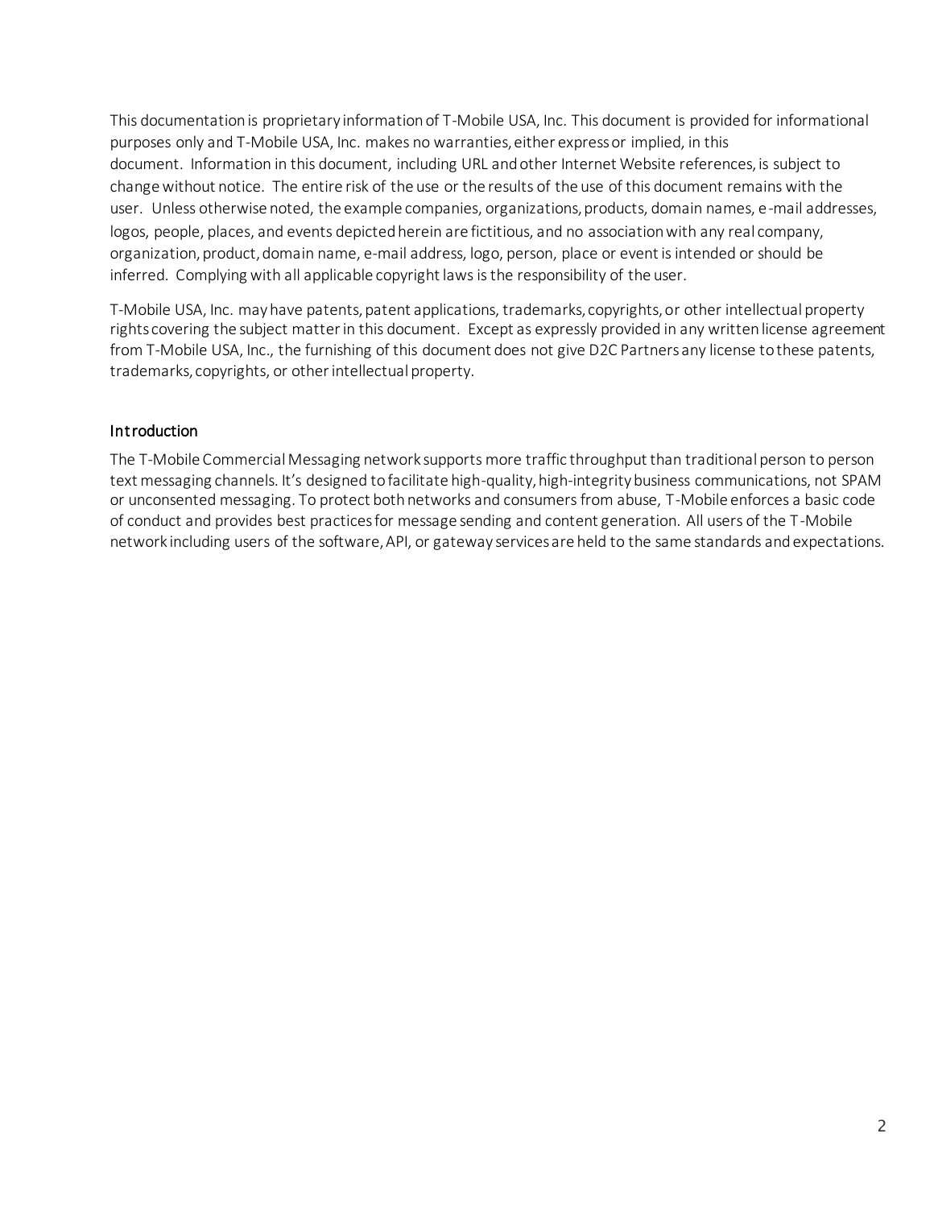This documentation is proprietary information of T-Mobile USA, Inc. This document is provided for informational purposes only and T-Mobile USA, Inc. makes no warranties, either express or implied, in this document. Information in this document, including URL and other Internet Website references, is subject to change without notice. The entire risk of the use or the results of the use of this document remains with the user. Unless otherwise noted, the example companies, organizations, products, domain names, e-mail addresses, logos, people, places, and events depicted herein are fictitious, and no association with any real company, organization, product, domain name, e-mail address, logo, person, place or event is intended or should be inferred. Complying with all applicable copyright laws is the responsibility of the user.

T-Mobile USA, Inc. may have patents, patent applications, trademarks, copyrights, or other intellectual property rights covering the subject matter in this document. Except as expressly provided in any written license agreement from T-Mobile USA, Inc., the furnishing of this document does not give D2C Partners any license to these patents, trademarks, copyrights, or other intellectual property.

## Introduction

The T-Mobile Commercial Messaging network supports more traffic throughput than traditional person to person text messaging channels. It's designed to facilitate high-quality, high-integrity business communications, not SPAM or unconsented messaging. To protect both networks and consumers from abuse, T-Mobile enforces a basic code of conduct and provides best practices for message sending and content generation. All users of the T-Mobile network including users of the software, API, or gateway services are held to the same standards and expectations.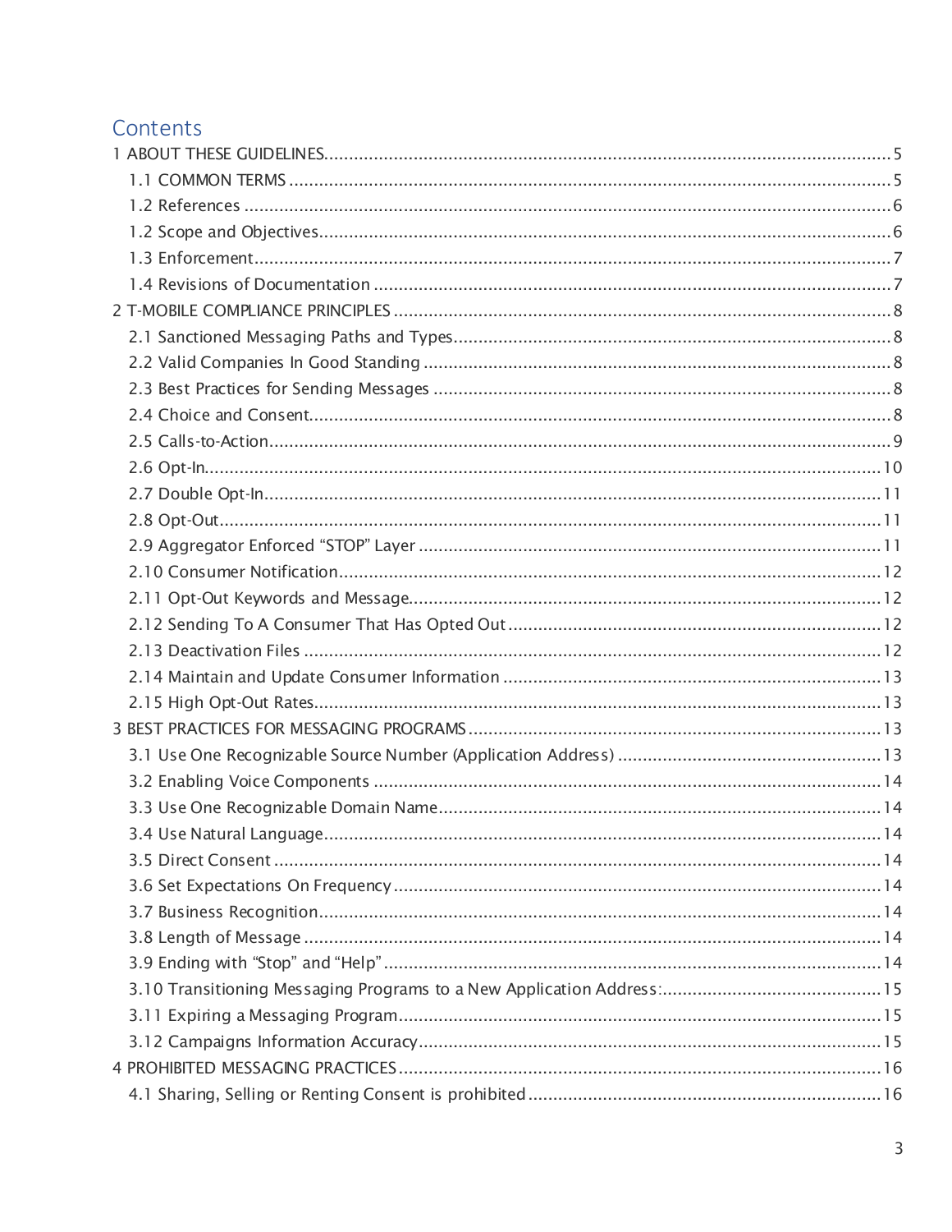## Contents

1 ABOUT THESE GUIDELINES ..... 5
  1.1 COMMON TERMS ..... 5
  1.2 References ..... 6
  1.2 Scope and Objectives ..... 6
  1.3 Enforcement ..... 7
  1.4 Revisions of Documentation ..... 7
2 T-MOBILE COMPLIANCE PRINCIPLES ..... 8
  2.1 Sanctioned Messaging Paths and Types ..... 8
  2.2 Valid Companies In Good Standing ..... 8
  2.3 Best Practices for Sending Messages ..... 8
  2.4 Choice and Consent ..... 8
  2.5 Calls-to-Action ..... 9
  2.6 Opt-In ..... 10
  2.7 Double Opt-In ..... 11
  2.8 Opt-Out ..... 11
  2.9 Aggregator Enforced "STOP" Layer ..... 11
  2.10 Consumer Notification ..... 12
  2.11 Opt-Out Keywords and Message ..... 12
  2.12 Sending To A Consumer That Has Opted Out ..... 12
  2.13 Deactivation Files ..... 12
  2.14 Maintain and Update Consumer Information ..... 13
  2.15 High Opt-Out Rates ..... 13
3 BEST PRACTICES FOR MESSAGING PROGRAMS ..... 13
  3.1 Use One Recognizable Source Number (Application Address) ..... 13
  3.2 Enabling Voice Components ..... 14
  3.3 Use One Recognizable Domain Name ..... 14
  3.4 Use Natural Language ..... 14
  3.5 Direct Consent ..... 14
  3.6 Set Expectations On Frequency ..... 14
  3.7 Business Recognition ..... 14
  3.8 Length of Message ..... 14
  3.9 Ending with "Stop" and "Help" ..... 14
  3.10 Transitioning Messaging Programs to a New Application Address: ..... 15
  3.11 Expiring a Messaging Program ..... 15
  3.12 Campaigns Information Accuracy ..... 15
4 PROHIBITED MESSAGING PRACTICES ..... 16
  4.1 Sharing, Selling or Renting Consent is prohibited ..... 16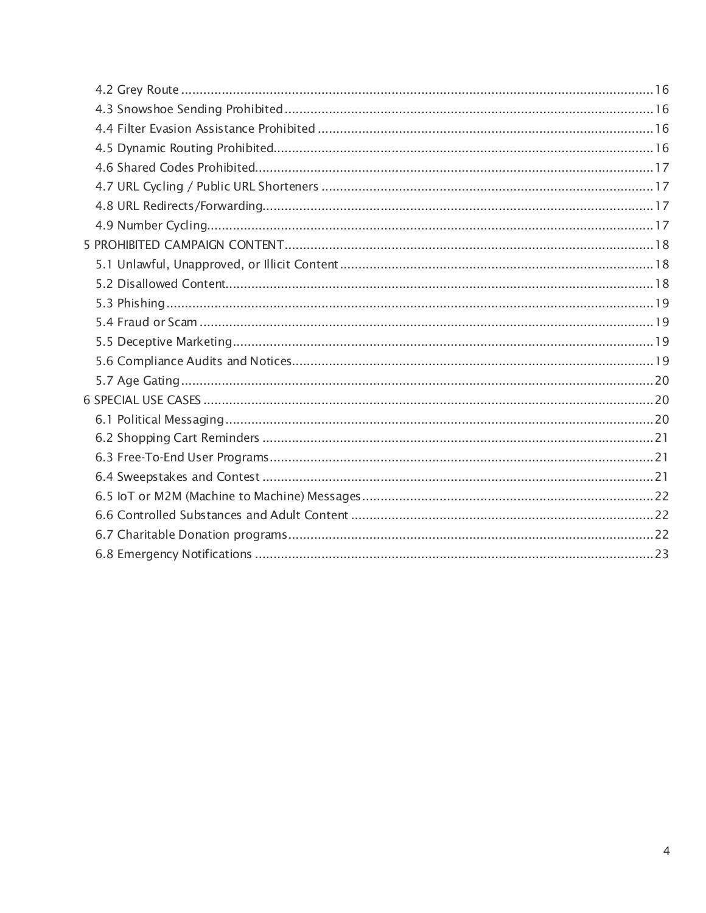4.2 Grey Route ........................................................................................................................ 16
4.3 Snowshoe Sending Prohibited ............................................................................................ 16
4.4 Filter Evasion Assistance Prohibited ................................................................................. 16
4.5 Dynamic Routing Prohibited............................................................................................... 16
4.6 Shared Codes Prohibited.................................................................................................... 17
4.7 URL Cycling / Public URL Shorteners ................................................................................ 17
4.8 URL Redirects/Forwarding.................................................................................................. 17
4.9 Number Cycling................................................................................................................... 17

5 PROHIBITED CAMPAIGN CONTENT ........................................................................................ 18
5.1 Unlawful, Unapproved, or Illicit Content ............................................................................. 18
5.2 Disallowed Content............................................................................................................. 18
5.3 Phishing .............................................................................................................................. 19
5.4 Fraud or Scam .................................................................................................................... 19
5.5 Deceptive Marketing........................................................................................................... 19
5.6 Compliance Audits and Notices.......................................................................................... 19
5.7 Age Gating .......................................................................................................................... 20

6 SPECIAL USE CASES ............................................................................................................... 20
6.1 Political Messaging ............................................................................................................. 20
6.2 Shopping Cart Reminders ................................................................................................... 21
6.3 Free-To-End User Programs................................................................................................ 21
6.4 Sweepstakes and Contest ................................................................................................... 21
6.5 IoT or M2M (Machine to Machine) Messages ..................................................................... 22
6.6 Controlled Substances and Adult Content .......................................................................... 22
6.7 Charitable Donation programs............................................................................................ 22
6.8 Emergency Notifications ..................................................................................................... 23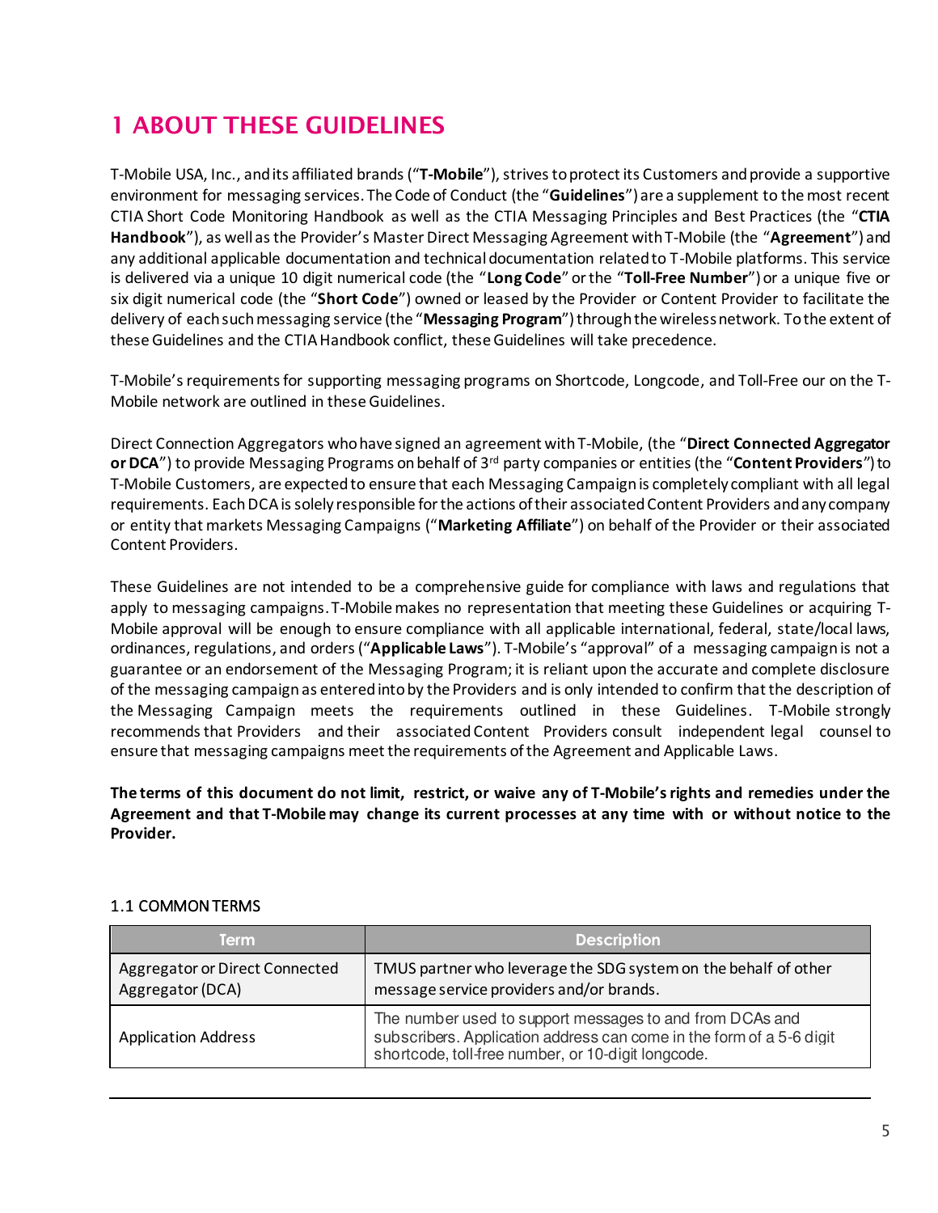# 1 ABOUT THESE GUIDELINES

T-Mobile USA, Inc., and its affiliated brands ("**T-Mobile**"), strives to protect its Customers and provide a supportive environment for messaging services. The Code of Conduct (the "**Guidelines**") are a supplement to the most recent CTIA Short Code Monitoring Handbook as well as the CTIA Messaging Principles and Best Practices (the "**CTIA Handbook**"), as well as the Provider's Master Direct Messaging Agreement with T-Mobile (the "**Agreement**") and any additional applicable documentation and technical documentation related to T-Mobile platforms. This service is delivered via a unique 10 digit numerical code (the "**Long Code**" or the "**Toll-Free Number**") or a unique five or six digit numerical code (the "**Short Code**") owned or leased by the Provider or Content Provider to facilitate the delivery of each such messaging service (the "**Messaging Program**") through the wireless network. To the extent of these Guidelines and the CTIA Handbook conflict, these Guidelines will take precedence.

T-Mobile's requirements for supporting messaging programs on Shortcode, Longcode, and Toll-Free our on the T-Mobile network are outlined in these Guidelines.

Direct Connection Aggregators who have signed an agreement with T-Mobile, (the "**Direct Connected Aggregator or DCA**") to provide Messaging Programs on behalf of 3rd party companies or entities (the "**Content Providers**") to T-Mobile Customers, are expected to ensure that each Messaging Campaign is completely compliant with all legal requirements. Each DCA is solely responsible for the actions of their associated Content Providers and any company or entity that markets Messaging Campaigns ("**Marketing Affiliate**") on behalf of the Provider or their associated Content Providers.

These Guidelines are not intended to be a comprehensive guide for compliance with laws and regulations that apply to messaging campaigns. T-Mobile makes no representation that meeting these Guidelines or acquiring T-Mobile approval will be enough to ensure compliance with all applicable international, federal, state/local laws, ordinances, regulations, and orders ("**Applicable Laws**"). T-Mobile's "approval" of a messaging campaign is not a guarantee or an endorsement of the Messaging Program; it is reliant upon the accurate and complete disclosure of the messaging campaign as entered into by the Providers and is only intended to confirm that the description of the Messaging Campaign meets the requirements outlined in these Guidelines. T-Mobile strongly recommends that Providers and their associated Content Providers consult independent legal counsel to ensure that messaging campaigns meet the requirements of the Agreement and Applicable Laws.

**The terms of this document do not limit, restrict, or waive any of T-Mobile's rights and remedies under the Agreement and that T-Mobile may change its current processes at any time with or without notice to the Provider.**

## 1.1 COMMON TERMS

| Term | Description |
|---|---|
| Aggregator or Direct Connected Aggregator (DCA) | TMUS partner who leverage the SDG system on the behalf of other message service providers and/or brands. |
| Application Address | The number used to support messages to and from DCAs and subscribers. Application address can come in the form of a 5-6 digit shortcode, toll-free number, or 10-digit longcode. |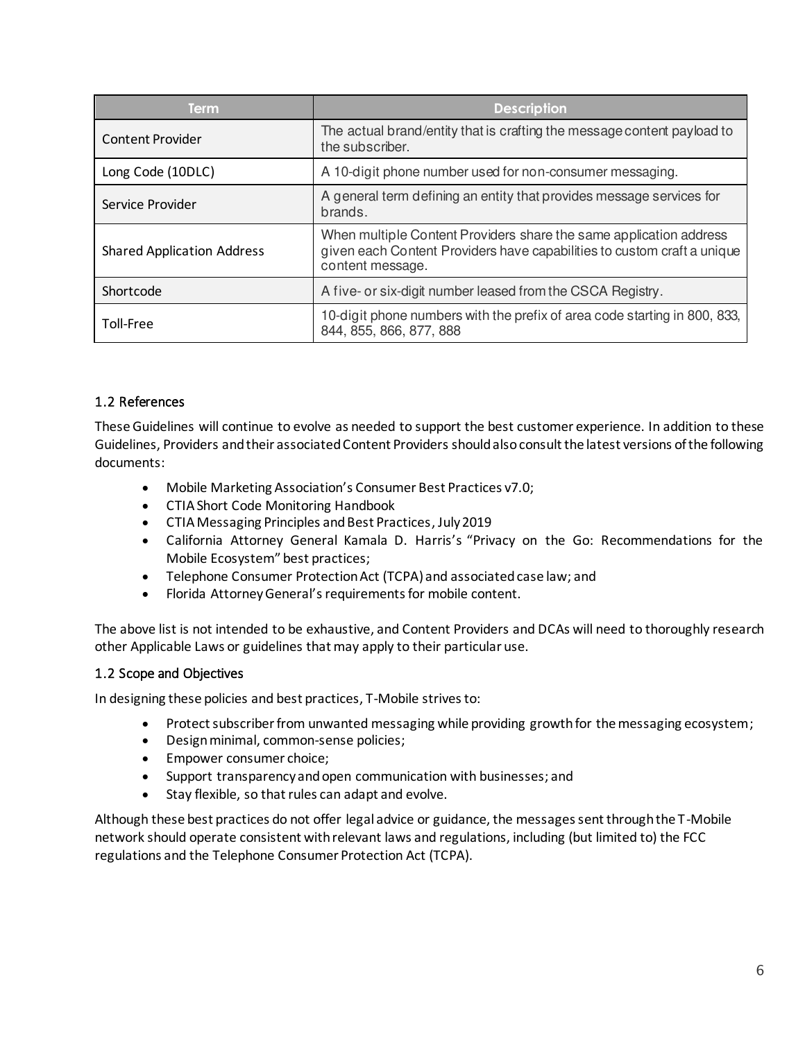| Term | Description |
| --- | --- |
| Content Provider | The actual brand/entity that is crafting the message content payload to the subscriber. |
| Long Code (10DLC) | A 10-digit phone number used for non-consumer messaging. |
| Service Provider | A general term defining an entity that provides message services for brands. |
| Shared Application Address | When multiple Content Providers share the same application address given each Content Providers have capabilities to custom craft a unique content message. |
| Shortcode | A five- or six-digit number leased from the CSCA Registry. |
| Toll-Free | 10-digit phone numbers with the prefix of area code starting in 800, 833, 844, 855, 866, 877, 888 |

### 1.2 References

These Guidelines will continue to evolve as needed to support the best customer experience. In addition to these Guidelines, Providers and their associated Content Providers should also consult the latest versions of the following documents:

- Mobile Marketing Association's Consumer Best Practices v7.0;
- CTIA Short Code Monitoring Handbook
- CTIA Messaging Principles and Best Practices, July 2019
- California Attorney General Kamala D. Harris's "Privacy on the Go: Recommendations for the Mobile Ecosystem" best practices;
- Telephone Consumer Protection Act (TCPA) and associated case law; and
- Florida Attorney General's requirements for mobile content.

The above list is not intended to be exhaustive, and Content Providers and DCAs will need to thoroughly research other Applicable Laws or guidelines that may apply to their particular use.

### 1.2 Scope and Objectives

In designing these policies and best practices, T-Mobile strives to:

- Protect subscriber from unwanted messaging while providing growth for the messaging ecosystem;
- Design minimal, common-sense policies;
- Empower consumer choice;
- Support transparency and open communication with businesses; and
- Stay flexible, so that rules can adapt and evolve.

Although these best practices do not offer legal advice or guidance, the messages sent through the T-Mobile network should operate consistent with relevant laws and regulations, including (but limited to) the FCC regulations and the Telephone Consumer Protection Act (TCPA).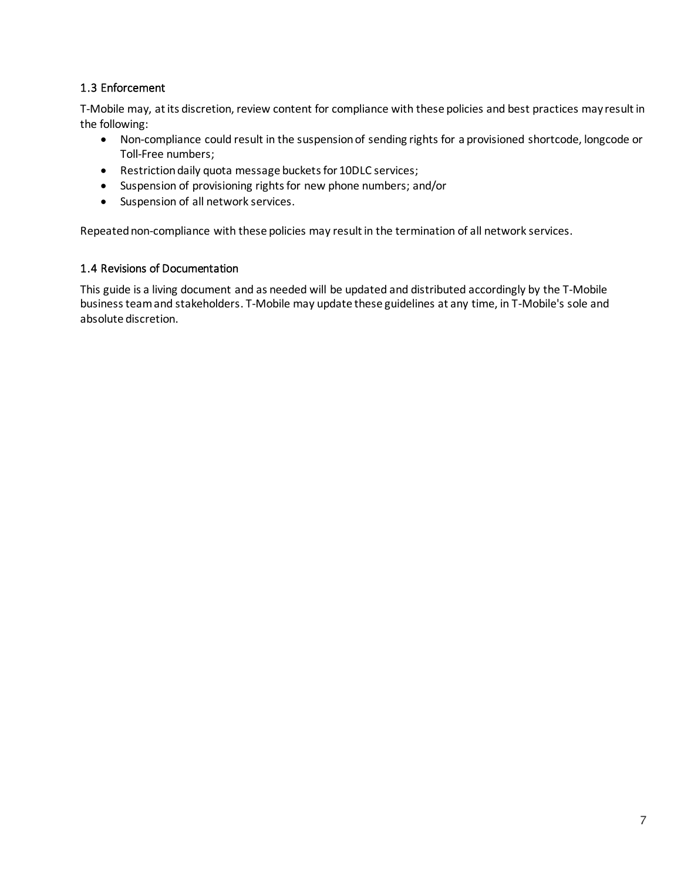### 1.3 Enforcement

T-Mobile may, at its discretion, review content for compliance with these policies and best practices may result in the following:

- Non-compliance could result in the suspension of sending rights for a provisioned shortcode, longcode or Toll-Free numbers;
- Restriction daily quota message buckets for 10DLC services;
- Suspension of provisioning rights for new phone numbers; and/or
- Suspension of all network services.

Repeated non-compliance with these policies may result in the termination of all network services.

### 1.4 Revisions of Documentation

This guide is a living document and as needed will be updated and distributed accordingly by the T-Mobile business team and stakeholders. T-Mobile may update these guidelines at any time, in T-Mobile's sole and absolute discretion.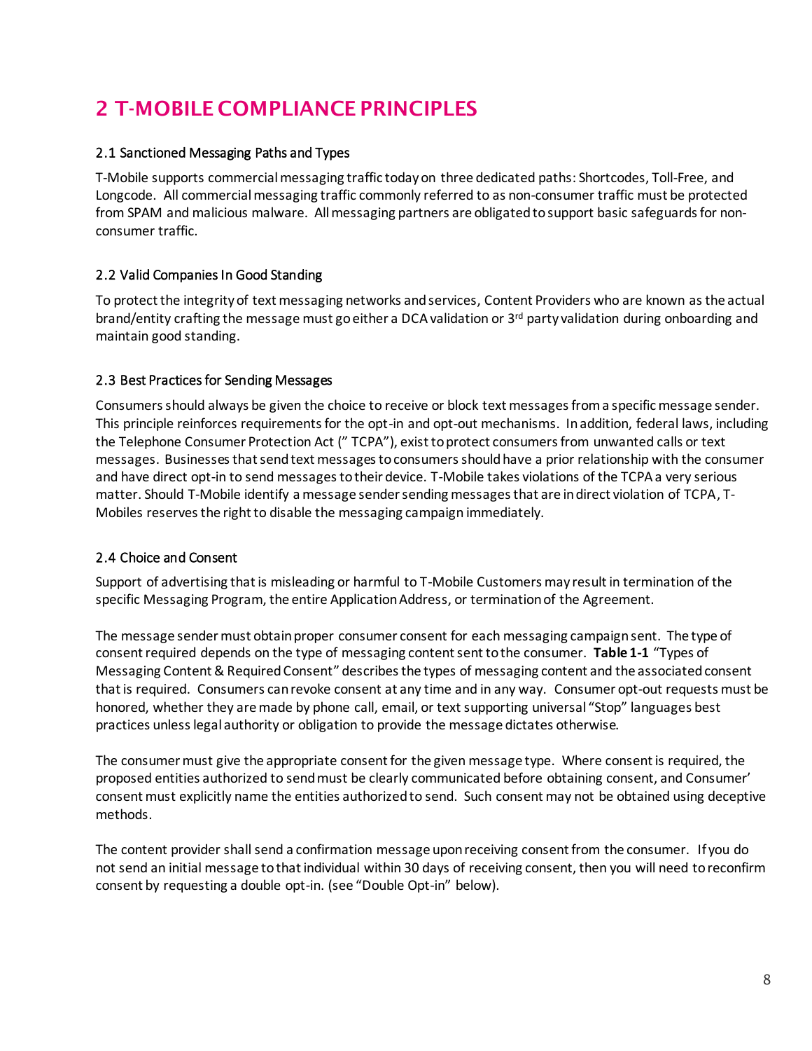# 2 T-MOBILE COMPLIANCE PRINCIPLES

## 2.1 Sanctioned Messaging Paths and Types

T-Mobile supports commercial messaging traffic today on three dedicated paths: Shortcodes, Toll-Free, and Longcode. All commercial messaging traffic commonly referred to as non-consumer traffic must be protected from SPAM and malicious malware. All messaging partners are obligated to support basic safeguards for non-consumer traffic.

## 2.2 Valid Companies In Good Standing

To protect the integrity of text messaging networks and services, Content Providers who are known as the actual brand/entity crafting the message must go either a DCA validation or 3rd party validation during onboarding and maintain good standing.

## 2.3 Best Practices for Sending Messages

Consumers should always be given the choice to receive or block text messages from a specific message sender. This principle reinforces requirements for the opt-in and opt-out mechanisms. In addition, federal laws, including the Telephone Consumer Protection Act (" TCPA"), exist to protect consumers from unwanted calls or text messages. Businesses that send text messages to consumers should have a prior relationship with the consumer and have direct opt-in to send messages to their device. T-Mobile takes violations of the TCPA a very serious matter. Should T-Mobile identify a message sender sending messages that are in direct violation of TCPA, T-Mobiles reserves the right to disable the messaging campaign immediately.

## 2.4 Choice and Consent

Support of advertising that is misleading or harmful to T-Mobile Customers may result in termination of the specific Messaging Program, the entire Application Address, or termination of the Agreement.

The message sender must obtain proper consumer consent for each messaging campaign sent. The type of consent required depends on the type of messaging content sent to the consumer. **Table 1-1** "Types of Messaging Content & Required Consent" describes the types of messaging content and the associated consent that is required. Consumers can revoke consent at any time and in any way. Consumer opt-out requests must be honored, whether they are made by phone call, email, or text supporting universal "Stop" languages best practices unless legal authority or obligation to provide the message dictates otherwise.

The consumer must give the appropriate consent for the given message type. Where consent is required, the proposed entities authorized to send must be clearly communicated before obtaining consent, and Consumer' consent must explicitly name the entities authorized to send. Such consent may not be obtained using deceptive methods.

The content provider shall send a confirmation message upon receiving consent from the consumer. If you do not send an initial message to that individual within 30 days of receiving consent, then you will need to reconfirm consent by requesting a double opt-in. (see "Double Opt-in" below).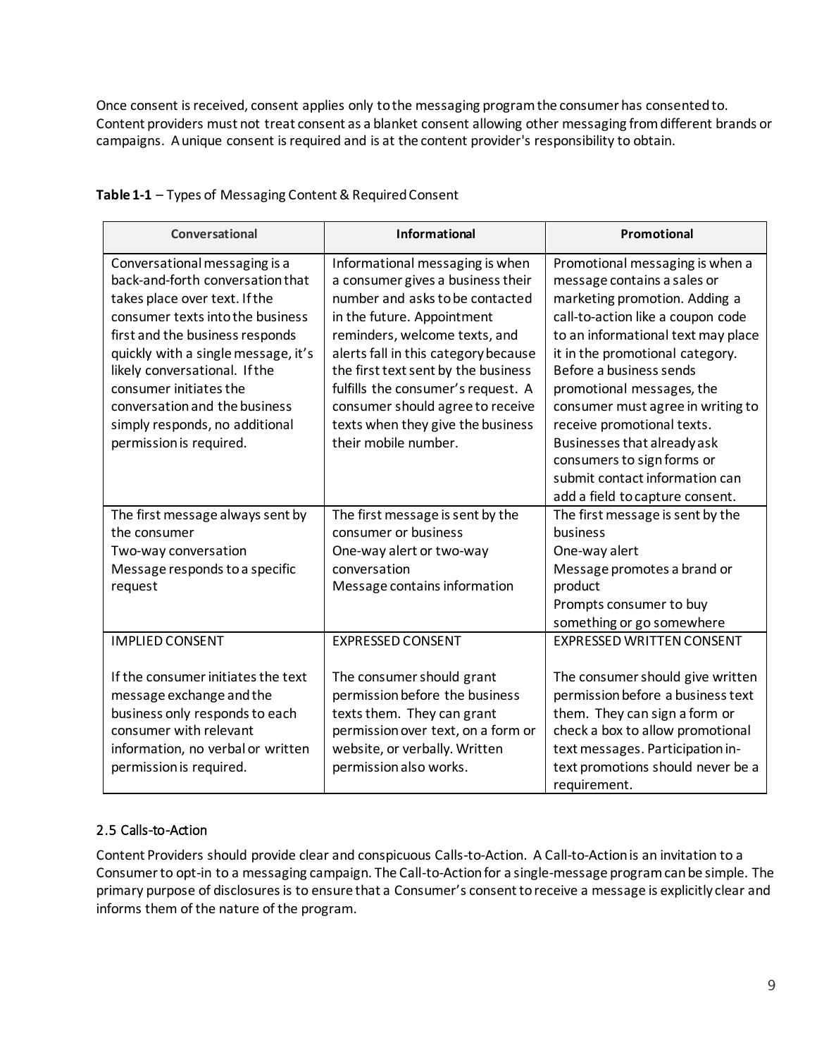Once consent is received, consent applies only to the messaging program the consumer has consented to. Content providers must not treat consent as a blanket consent allowing other messaging from different brands or campaigns. A unique consent is required and is at the content provider's responsibility to obtain.

**Table 1-1** – Types of Messaging Content & Required Consent

| Conversational | Informational | Promotional |
| --- | --- | --- |
| Conversational messaging is a back-and-forth conversation that takes place over text. If the consumer texts into the business first and the business responds quickly with a single message, it's likely conversational. If the consumer initiates the conversation and the business simply responds, no additional permission is required. | Informational messaging is when a consumer gives a business their number and asks to be contacted in the future. Appointment reminders, welcome texts, and alerts fall in this category because the first text sent by the business fulfills the consumer's request. A consumer should agree to receive texts when they give the business their mobile number. | Promotional messaging is when a message contains a sales or marketing promotion. Adding a call-to-action like a coupon code to an informational text may place it in the promotional category. Before a business sends promotional messages, the consumer must agree in writing to receive promotional texts. Businesses that already ask consumers to sign forms or submit contact information can add a field to capture consent. |
| The first message always sent by the consumer<br>Two-way conversation<br>Message responds to a specific request | The first message is sent by the consumer or business<br>One-way alert or two-way conversation<br>Message contains information | The first message is sent by the business<br>One-way alert<br>Message promotes a brand or product<br>Prompts consumer to buy something or go somewhere |
| IMPLIED CONSENT<br><br>If the consumer initiates the text message exchange and the business only responds to each consumer with relevant information, no verbal or written permission is required. | EXPRESSED CONSENT<br><br>The consumer should grant permission before the business texts them. They can grant permission over text, on a form or website, or verbally. Written permission also works. | EXPRESSED WRITTEN CONSENT<br><br>The consumer should give written permission before a business text them. They can sign a form or check a box to allow promotional text messages. Participation in-text promotions should never be a requirement. |

## 2.5 Calls-to-Action

Content Providers should provide clear and conspicuous Calls-to-Action. A Call-to-Action is an invitation to a Consumer to opt-in to a messaging campaign. The Call-to-Action for a single-message program can be simple. The primary purpose of disclosures is to ensure that a Consumer's consent to receive a message is explicitly clear and informs them of the nature of the program.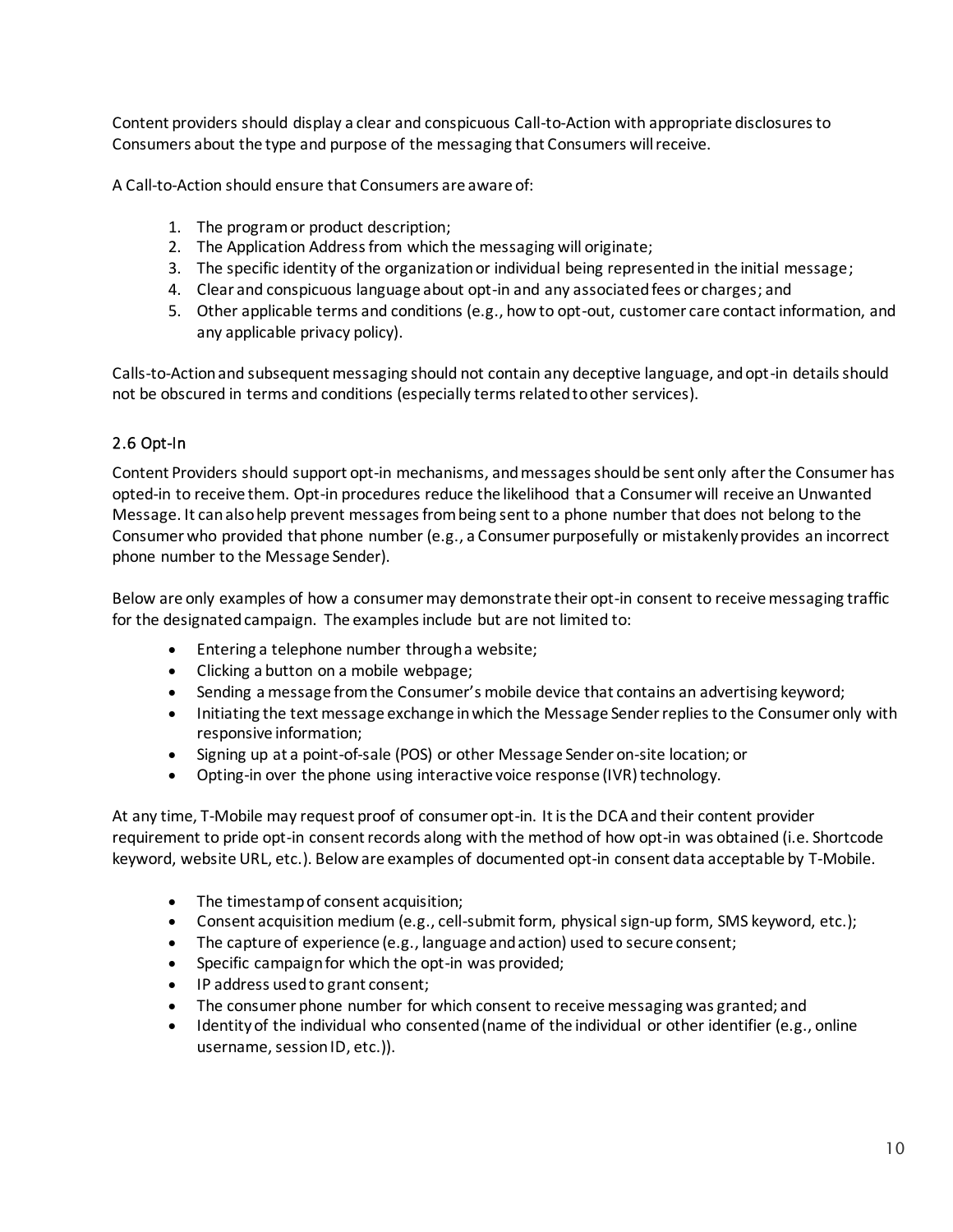Content providers should display a clear and conspicuous Call-to-Action with appropriate disclosures to Consumers about the type and purpose of the messaging that Consumers will receive.

A Call-to-Action should ensure that Consumers are aware of:

1. The program or product description;
2. The Application Address from which the messaging will originate;
3. The specific identity of the organization or individual being represented in the initial message;
4. Clear and conspicuous language about opt-in and any associated fees or charges; and
5. Other applicable terms and conditions (e.g., how to opt-out, customer care contact information, and any applicable privacy policy).

Calls-to-Action and subsequent messaging should not contain any deceptive language, and opt-in details should not be obscured in terms and conditions (especially terms related to other services).

## 2.6 Opt-In

Content Providers should support opt-in mechanisms, and messages should be sent only after the Consumer has opted-in to receive them. Opt-in procedures reduce the likelihood that a Consumer will receive an Unwanted Message. It can also help prevent messages from being sent to a phone number that does not belong to the Consumer who provided that phone number (e.g., a Consumer purposefully or mistakenly provides an incorrect phone number to the Message Sender).

Below are only examples of how a consumer may demonstrate their opt-in consent to receive messaging traffic for the designated campaign. The examples include but are not limited to:

- Entering a telephone number through a website;
- Clicking a button on a mobile webpage;
- Sending a message from the Consumer's mobile device that contains an advertising keyword;
- Initiating the text message exchange in which the Message Sender replies to the Consumer only with responsive information;
- Signing up at a point-of-sale (POS) or other Message Sender on-site location; or
- Opting-in over the phone using interactive voice response (IVR) technology.

At any time, T-Mobile may request proof of consumer opt-in. It is the DCA and their content provider requirement to pride opt-in consent records along with the method of how opt-in was obtained (i.e. Shortcode keyword, website URL, etc.). Below are examples of documented opt-in consent data acceptable by T-Mobile.

- The timestamp of consent acquisition;
- Consent acquisition medium (e.g., cell-submit form, physical sign-up form, SMS keyword, etc.);
- The capture of experience (e.g., language and action) used to secure consent;
- Specific campaign for which the opt-in was provided;
- IP address used to grant consent;
- The consumer phone number for which consent to receive messaging was granted; and
- Identity of the individual who consented (name of the individual or other identifier (e.g., online username, session ID, etc.)).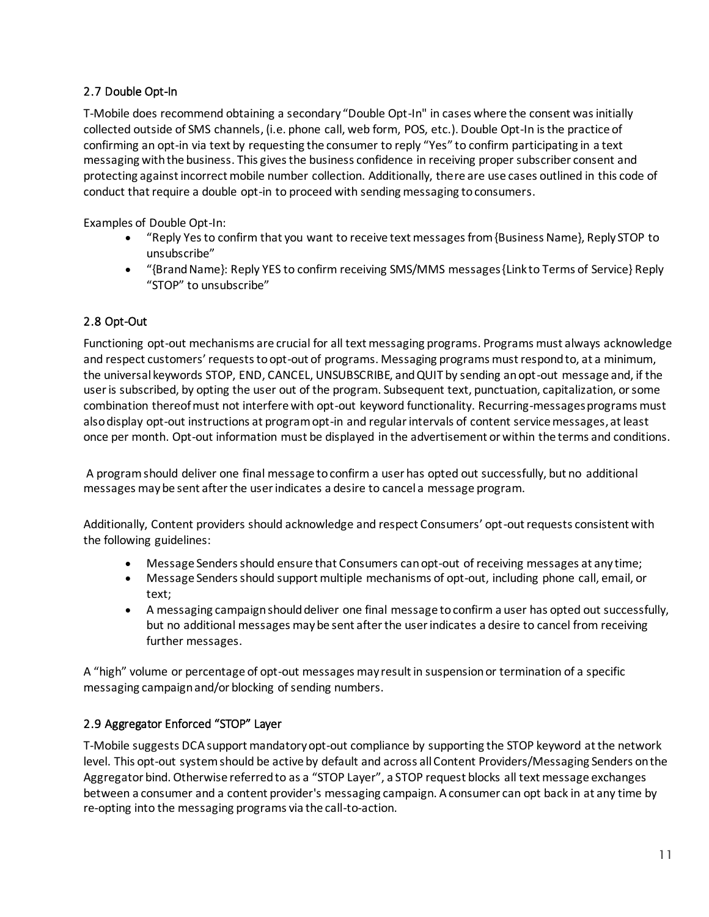## 2.7 Double Opt-In

T-Mobile does recommend obtaining a secondary "Double Opt-In" in cases where the consent was initially collected outside of SMS channels, (i.e. phone call, web form, POS, etc.). Double Opt-In is the practice of confirming an opt-in via text by requesting the consumer to reply "Yes" to confirm participating in a text messaging with the business. This gives the business confidence in receiving proper subscriber consent and protecting against incorrect mobile number collection. Additionally, there are use cases outlined in this code of conduct that require a double opt-in to proceed with sending messaging to consumers.

Examples of Double Opt-In:

- "Reply Yes to confirm that you want to receive text messages from {Business Name}, Reply STOP to unsubscribe"
- "{Brand Name}: Reply YES to confirm receiving SMS/MMS messages {Link to Terms of Service} Reply "STOP" to unsubscribe"

## 2.8 Opt-Out

Functioning opt-out mechanisms are crucial for all text messaging programs. Programs must always acknowledge and respect customers' requests to opt-out of programs. Messaging programs must respond to, at a minimum, the universal keywords STOP, END, CANCEL, UNSUBSCRIBE, and QUIT by sending an opt-out message and, if the user is subscribed, by opting the user out of the program. Subsequent text, punctuation, capitalization, or some combination thereof must not interfere with opt-out keyword functionality. Recurring-messages programs must also display opt-out instructions at program opt-in and regular intervals of content service messages, at least once per month. Opt-out information must be displayed in the advertisement or within the terms and conditions.

A program should deliver one final message to confirm a user has opted out successfully, but no additional messages may be sent after the user indicates a desire to cancel a message program.

Additionally, Content providers should acknowledge and respect Consumers' opt-out requests consistent with the following guidelines:

- Message Senders should ensure that Consumers can opt-out of receiving messages at any time;
- Message Senders should support multiple mechanisms of opt-out, including phone call, email, or text;
- A messaging campaign should deliver one final message to confirm a user has opted out successfully, but no additional messages may be sent after the user indicates a desire to cancel from receiving further messages.

A "high" volume or percentage of opt-out messages may result in suspension or termination of a specific messaging campaign and/or blocking of sending numbers.

## 2.9 Aggregator Enforced "STOP" Layer

T-Mobile suggests DCA support mandatory opt-out compliance by supporting the STOP keyword at the network level. This opt-out system should be active by default and across all Content Providers/Messaging Senders on the Aggregator bind. Otherwise referred to as a "STOP Layer", a STOP request blocks all text message exchanges between a consumer and a content provider's messaging campaign. A consumer can opt back in at any time by re-opting into the messaging programs via the call-to-action.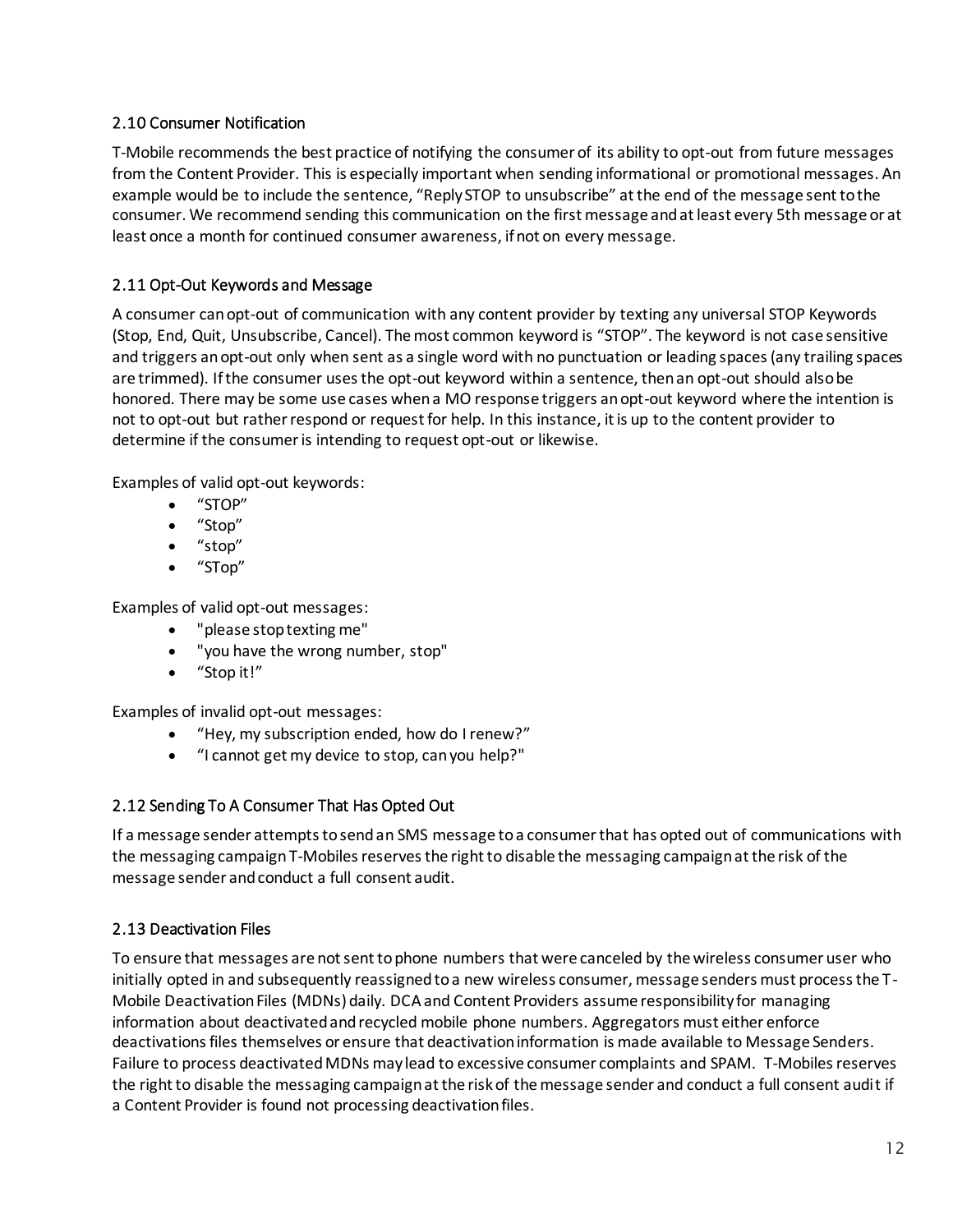### 2.10 Consumer Notification

T-Mobile recommends the best practice of notifying the consumer of its ability to opt-out from future messages from the Content Provider. This is especially important when sending informational or promotional messages. An example would be to include the sentence, "Reply STOP to unsubscribe" at the end of the message sent to the consumer. We recommend sending this communication on the first message and at least every 5th message or at least once a month for continued consumer awareness, if not on every message.

### 2.11 Opt-Out Keywords and Message

A consumer can opt-out of communication with any content provider by texting any universal STOP Keywords (Stop, End, Quit, Unsubscribe, Cancel). The most common keyword is "STOP". The keyword is not case sensitive and triggers an opt-out only when sent as a single word with no punctuation or leading spaces (any trailing spaces are trimmed). If the consumer uses the opt-out keyword within a sentence, then an opt-out should also be honored. There may be some use cases when a MO response triggers an opt-out keyword where the intention is not to opt-out but rather respond or request for help. In this instance, it is up to the content provider to determine if the consumer is intending to request opt-out or likewise.

Examples of valid opt-out keywords:

- "STOP"
- "Stop"
- "stop"
- "STop"

Examples of valid opt-out messages:

- "please stop texting me"
- "you have the wrong number, stop"
- "Stop it!"

Examples of invalid opt-out messages:

- "Hey, my subscription ended, how do I renew?"
- "I cannot get my device to stop, can you help?"

### 2.12 Sending To A Consumer That Has Opted Out

If a message sender attempts to send an SMS message to a consumer that has opted out of communications with the messaging campaign T-Mobiles reserves the right to disable the messaging campaign at the risk of the message sender and conduct a full consent audit.

### 2.13 Deactivation Files

To ensure that messages are not sent to phone numbers that were canceled by the wireless consumer user who initially opted in and subsequently reassigned to a new wireless consumer, message senders must process the T-Mobile Deactivation Files (MDNs) daily. DCA and Content Providers assume responsibility for managing information about deactivated and recycled mobile phone numbers. Aggregators must either enforce deactivations files themselves or ensure that deactivation information is made available to Message Senders. Failure to process deactivated MDNs may lead to excessive consumer complaints and SPAM. T-Mobiles reserves the right to disable the messaging campaign at the risk of the message sender and conduct a full consent audit if a Content Provider is found not processing deactivation files.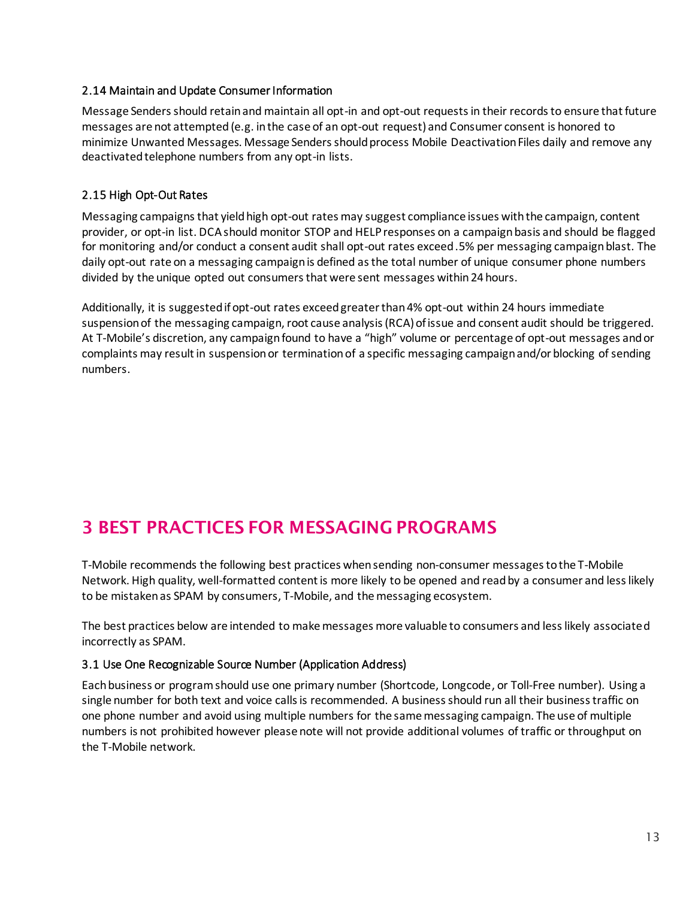### 2.14 Maintain and Update Consumer Information

Message Senders should retain and maintain all opt-in and opt-out requests in their records to ensure that future messages are not attempted (e.g. in the case of an opt-out request) and Consumer consent is honored to minimize Unwanted Messages. Message Senders should process Mobile Deactivation Files daily and remove any deactivated telephone numbers from any opt-in lists.

### 2.15 High Opt-Out Rates

Messaging campaigns that yield high opt-out rates may suggest compliance issues with the campaign, content provider, or opt-in list. DCA should monitor STOP and HELP responses on a campaign basis and should be flagged for monitoring and/or conduct a consent audit shall opt-out rates exceed .5% per messaging campaign blast. The daily opt-out rate on a messaging campaign is defined as the total number of unique consumer phone numbers divided by the unique opted out consumers that were sent messages within 24 hours.

Additionally, it is suggested if opt-out rates exceed greater than 4% opt-out within 24 hours immediate suspension of the messaging campaign, root cause analysis (RCA) of issue and consent audit should be triggered. At T-Mobile's discretion, any campaign found to have a "high" volume or percentage of opt-out messages and or complaints may result in suspension or termination of a specific messaging campaign and/or blocking of sending numbers.

# 3 BEST PRACTICES FOR MESSAGING PROGRAMS

T-Mobile recommends the following best practices when sending non-consumer messages to the T-Mobile Network. High quality, well-formatted content is more likely to be opened and read by a consumer and less likely to be mistaken as SPAM by consumers, T-Mobile, and the messaging ecosystem.

The best practices below are intended to make messages more valuable to consumers and less likely associated incorrectly as SPAM.

### 3.1 Use One Recognizable Source Number (Application Address)

Each business or program should use one primary number (Shortcode, Longcode, or Toll-Free number). Using a single number for both text and voice calls is recommended. A business should run all their business traffic on one phone number and avoid using multiple numbers for the same messaging campaign. The use of multiple numbers is not prohibited however please note will not provide additional volumes of traffic or throughput on the T-Mobile network.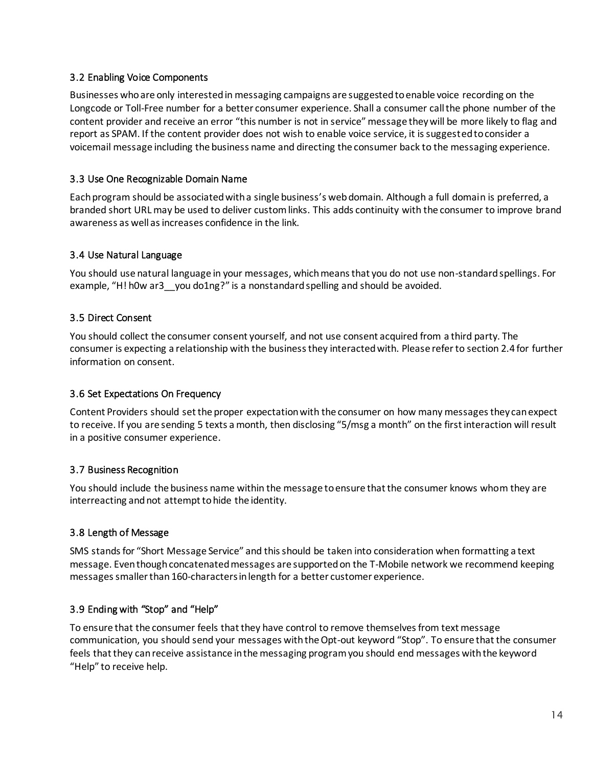### 3.2 Enabling Voice Components

Businesses who are only interested in messaging campaigns are suggested to enable voice recording on the Longcode or Toll-Free number for a better consumer experience. Shall a consumer call the phone number of the content provider and receive an error "this number is not in service" message they will be more likely to flag and report as SPAM. If the content provider does not wish to enable voice service, it is suggested to consider a voicemail message including the business name and directing the consumer back to the messaging experience.

### 3.3 Use One Recognizable Domain Name

Each program should be associated with a single business's web domain. Although a full domain is preferred, a branded short URL may be used to deliver custom links. This adds continuity with the consumer to improve brand awareness as well as increases confidence in the link.

### 3.4 Use Natural Language

You should use natural language in your messages, which means that you do not use non-standard spellings. For example, "H! h0w ar3__you do1ng?" is a nonstandard spelling and should be avoided.

### 3.5 Direct Consent

You should collect the consumer consent yourself, and not use consent acquired from a third party. The consumer is expecting a relationship with the business they interacted with. Please refer to section 2.4 for further information on consent.

### 3.6 Set Expectations On Frequency

Content Providers should set the proper expectation with the consumer on how many messages they can expect to receive. If you are sending 5 texts a month, then disclosing "5/msg a month" on the first interaction will result in a positive consumer experience.

### 3.7 Business Recognition

You should include the business name within the message to ensure that the consumer knows whom they are interreacting and not attempt to hide the identity.

### 3.8 Length of Message

SMS stands for "Short Message Service" and this should be taken into consideration when formatting a text message. Even though concatenated messages are supported on the T-Mobile network we recommend keeping messages smaller than 160-characters in length for a better customer experience.

### 3.9 Ending with "Stop" and "Help"

To ensure that the consumer feels that they have control to remove themselves from text message communication, you should send your messages with the Opt-out keyword "Stop". To ensure that the consumer feels that they can receive assistance in the messaging program you should end messages with the keyword "Help" to receive help.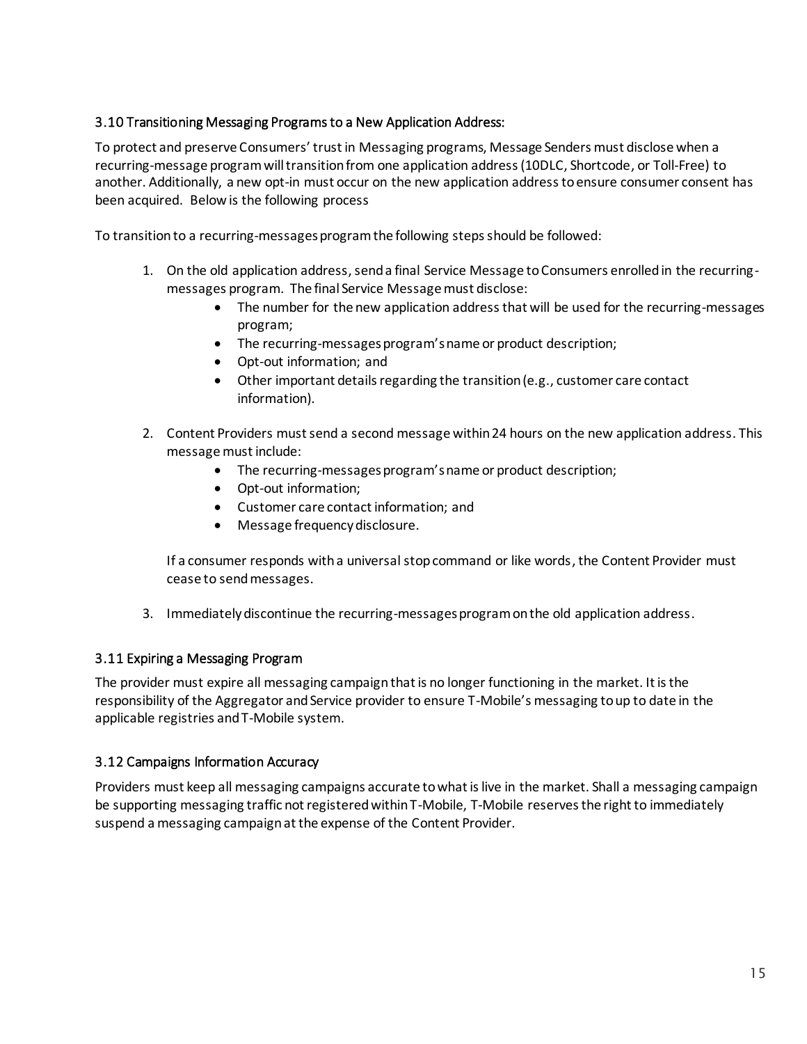### 3.10 Transitioning Messaging Programs to a New Application Address:

To protect and preserve Consumers' trust in Messaging programs, Message Senders must disclose when a recurring-message program will transition from one application address (10DLC, Shortcode, or Toll-Free) to another. Additionally, a new opt-in must occur on the new application address to ensure consumer consent has been acquired. Below is the following process

To transition to a recurring-messages program the following steps should be followed:

1. On the old application address, send a final Service Message to Consumers enrolled in the recurring-messages program. The final Service Message must disclose:
    - The number for the new application address that will be used for the recurring-messages program;
    - The recurring-messages program's name or product description;
    - Opt-out information; and
    - Other important details regarding the transition (e.g., customer care contact information).

2. Content Providers must send a second message within 24 hours on the new application address. This message must include:
    - The recurring-messages program's name or product description;
    - Opt-out information;
    - Customer care contact information; and
    - Message frequency disclosure.

    If a consumer responds with a universal stop command or like words, the Content Provider must cease to send messages.

3. Immediately discontinue the recurring-messages program on the old application address.

### 3.11 Expiring a Messaging Program

The provider must expire all messaging campaign that is no longer functioning in the market. It is the responsibility of the Aggregator and Service provider to ensure T-Mobile's messaging to up to date in the applicable registries and T-Mobile system.

### 3.12 Campaigns Information Accuracy

Providers must keep all messaging campaigns accurate to what is live in the market. Shall a messaging campaign be supporting messaging traffic not registered within T-Mobile, T-Mobile reserves the right to immediately suspend a messaging campaign at the expense of the Content Provider.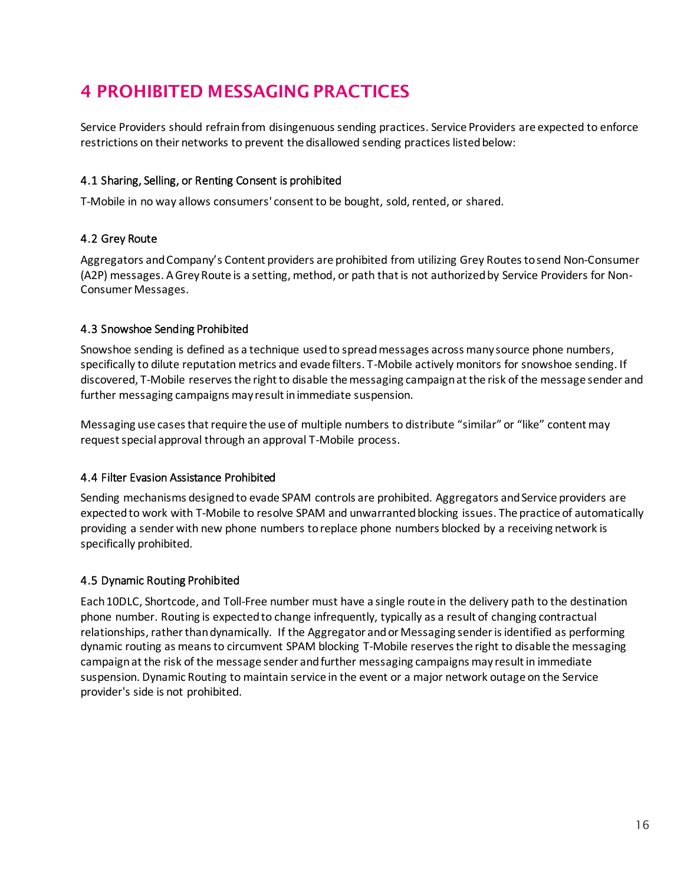# 4 PROHIBITED MESSAGING PRACTICES

Service Providers should refrain from disingenuous sending practices. Service Providers are expected to enforce restrictions on their networks to prevent the disallowed sending practices listed below:

### 4.1 Sharing, Selling, or Renting Consent is prohibited

T-Mobile in no way allows consumers' consent to be bought, sold, rented, or shared.

### 4.2 Grey Route

Aggregators and Company's Content providers are prohibited from utilizing Grey Routes to send Non-Consumer (A2P) messages. A Grey Route is a setting, method, or path that is not authorized by Service Providers for Non-Consumer Messages.

### 4.3 Snowshoe Sending Prohibited

Snowshoe sending is defined as a technique used to spread messages across many source phone numbers, specifically to dilute reputation metrics and evade filters. T-Mobile actively monitors for snowshoe sending. If discovered, T-Mobile reserves the right to disable the messaging campaign at the risk of the message sender and further messaging campaigns may result in immediate suspension.

Messaging use cases that require the use of multiple numbers to distribute "similar" or "like" content may request special approval through an approval T-Mobile process.

### 4.4 Filter Evasion Assistance Prohibited

Sending mechanisms designed to evade SPAM controls are prohibited. Aggregators and Service providers are expected to work with T-Mobile to resolve SPAM and unwarranted blocking issues. The practice of automatically providing a sender with new phone numbers to replace phone numbers blocked by a receiving network is specifically prohibited.

### 4.5 Dynamic Routing Prohibited

Each 10DLC, Shortcode, and Toll-Free number must have a single route in the delivery path to the destination phone number. Routing is expected to change infrequently, typically as a result of changing contractual relationships, rather than dynamically. If the Aggregator and or Messaging sender is identified as performing dynamic routing as means to circumvent SPAM blocking T-Mobile reserves the right to disable the messaging campaign at the risk of the message sender and further messaging campaigns may result in immediate suspension. Dynamic Routing to maintain service in the event or a major network outage on the Service provider's side is not prohibited.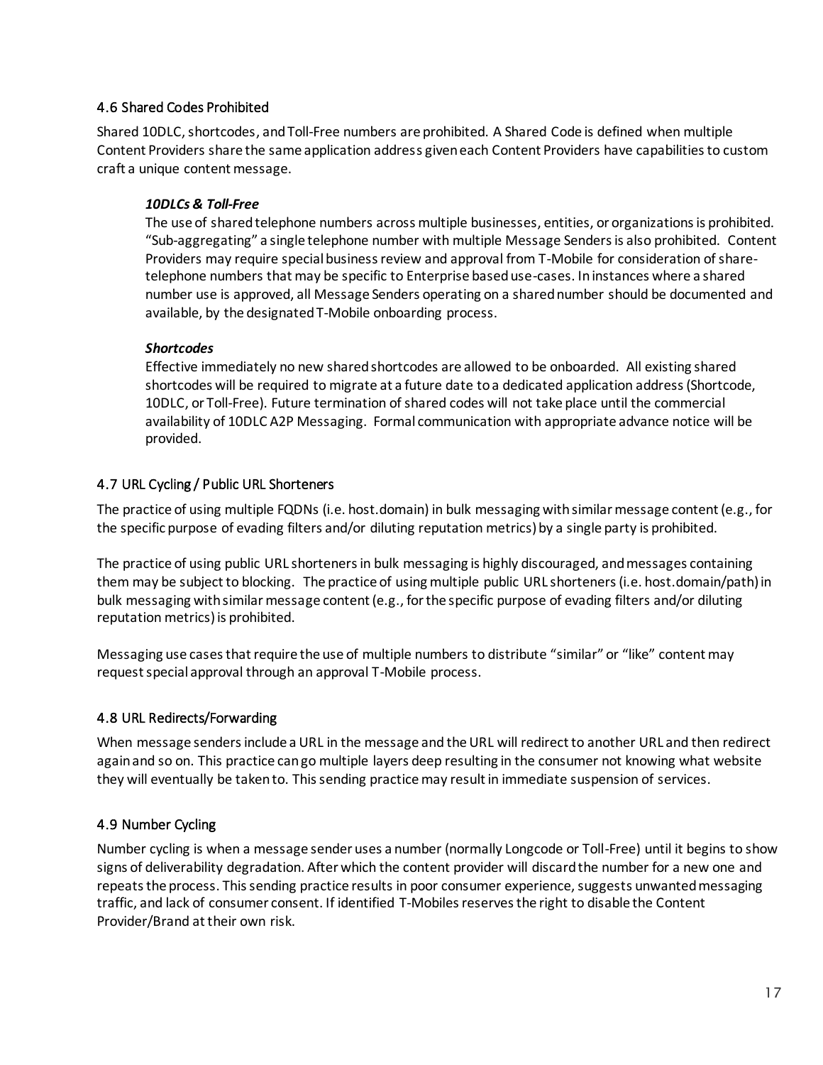### 4.6 Shared Codes Prohibited

Shared 10DLC, shortcodes, and Toll-Free numbers are prohibited. A Shared Code is defined when multiple Content Providers share the same application address given each Content Providers have capabilities to custom craft a unique content message.

***10DLCs & Toll-Free***

The use of shared telephone numbers across multiple businesses, entities, or organizations is prohibited. "Sub-aggregating" a single telephone number with multiple Message Senders is also prohibited. Content Providers may require special business review and approval from T-Mobile for consideration of share-telephone numbers that may be specific to Enterprise based use-cases. In instances where a shared number use is approved, all Message Senders operating on a shared number should be documented and available, by the designated T-Mobile onboarding process.

***Shortcodes***

Effective immediately no new shared shortcodes are allowed to be onboarded. All existing shared shortcodes will be required to migrate at a future date to a dedicated application address (Shortcode, 10DLC, or Toll-Free). Future termination of shared codes will not take place until the commercial availability of 10DLC A2P Messaging. Formal communication with appropriate advance notice will be provided.

### 4.7 URL Cycling / Public URL Shorteners

The practice of using multiple FQDNs (i.e. host.domain) in bulk messaging with similar message content (e.g., for the specific purpose of evading filters and/or diluting reputation metrics) by a single party is prohibited.

The practice of using public URL shorteners in bulk messaging is highly discouraged, and messages containing them may be subject to blocking. The practice of using multiple public URL shorteners (i.e. host.domain/path) in bulk messaging with similar message content (e.g., for the specific purpose of evading filters and/or diluting reputation metrics) is prohibited.

Messaging use cases that require the use of multiple numbers to distribute "similar" or "like" content may request special approval through an approval T-Mobile process.

### 4.8 URL Redirects/Forwarding

When message senders include a URL in the message and the URL will redirect to another URL and then redirect again and so on. This practice can go multiple layers deep resulting in the consumer not knowing what website they will eventually be taken to. This sending practice may result in immediate suspension of services.

### 4.9 Number Cycling

Number cycling is when a message sender uses a number (normally Longcode or Toll-Free) until it begins to show signs of deliverability degradation. After which the content provider will discard the number for a new one and repeats the process. This sending practice results in poor consumer experience, suggests unwanted messaging traffic, and lack of consumer consent. If identified T-Mobiles reserves the right to disable the Content Provider/Brand at their own risk.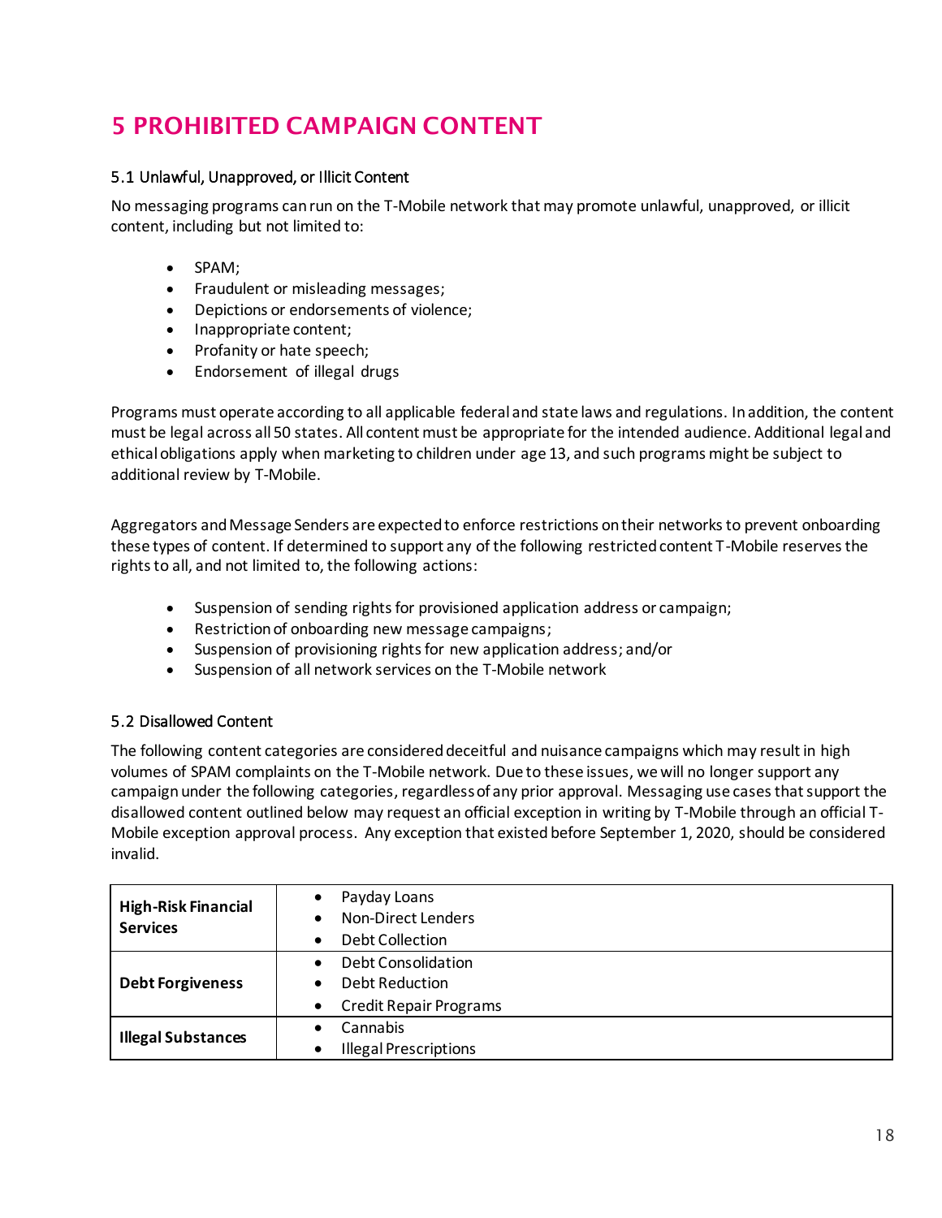# 5 PROHIBITED CAMPAIGN CONTENT

## 5.1 Unlawful, Unapproved, or Illicit Content

No messaging programs can run on the T-Mobile network that may promote unlawful, unapproved, or illicit content, including but not limited to:

- SPAM;
- Fraudulent or misleading messages;
- Depictions or endorsements of violence;
- Inappropriate content;
- Profanity or hate speech;
- Endorsement of illegal drugs

Programs must operate according to all applicable federal and state laws and regulations. In addition, the content must be legal across all 50 states. All content must be appropriate for the intended audience. Additional legal and ethical obligations apply when marketing to children under age 13, and such programs might be subject to additional review by T-Mobile.

Aggregators and Message Senders are expected to enforce restrictions on their networks to prevent onboarding these types of content. If determined to support any of the following restricted content T-Mobile reserves the rights to all, and not limited to, the following actions:

- Suspension of sending rights for provisioned application address or campaign;
- Restriction of onboarding new message campaigns;
- Suspension of provisioning rights for new application address; and/or
- Suspension of all network services on the T-Mobile network

## 5.2 Disallowed Content

The following content categories are considered deceitful and nuisance campaigns which may result in high volumes of SPAM complaints on the T-Mobile network. Due to these issues, we will no longer support any campaign under the following categories, regardless of any prior approval. Messaging use cases that support the disallowed content outlined below may request an official exception in writing by T-Mobile through an official T-Mobile exception approval process. Any exception that existed before September 1, 2020, should be considered invalid.

| | |
|---|---|
| **High-Risk Financial Services** | • Payday Loans<br>• Non-Direct Lenders<br>• Debt Collection |
| **Debt Forgiveness** | • Debt Consolidation<br>• Debt Reduction<br>• Credit Repair Programs |
| **Illegal Substances** | • Cannabis<br>• Illegal Prescriptions |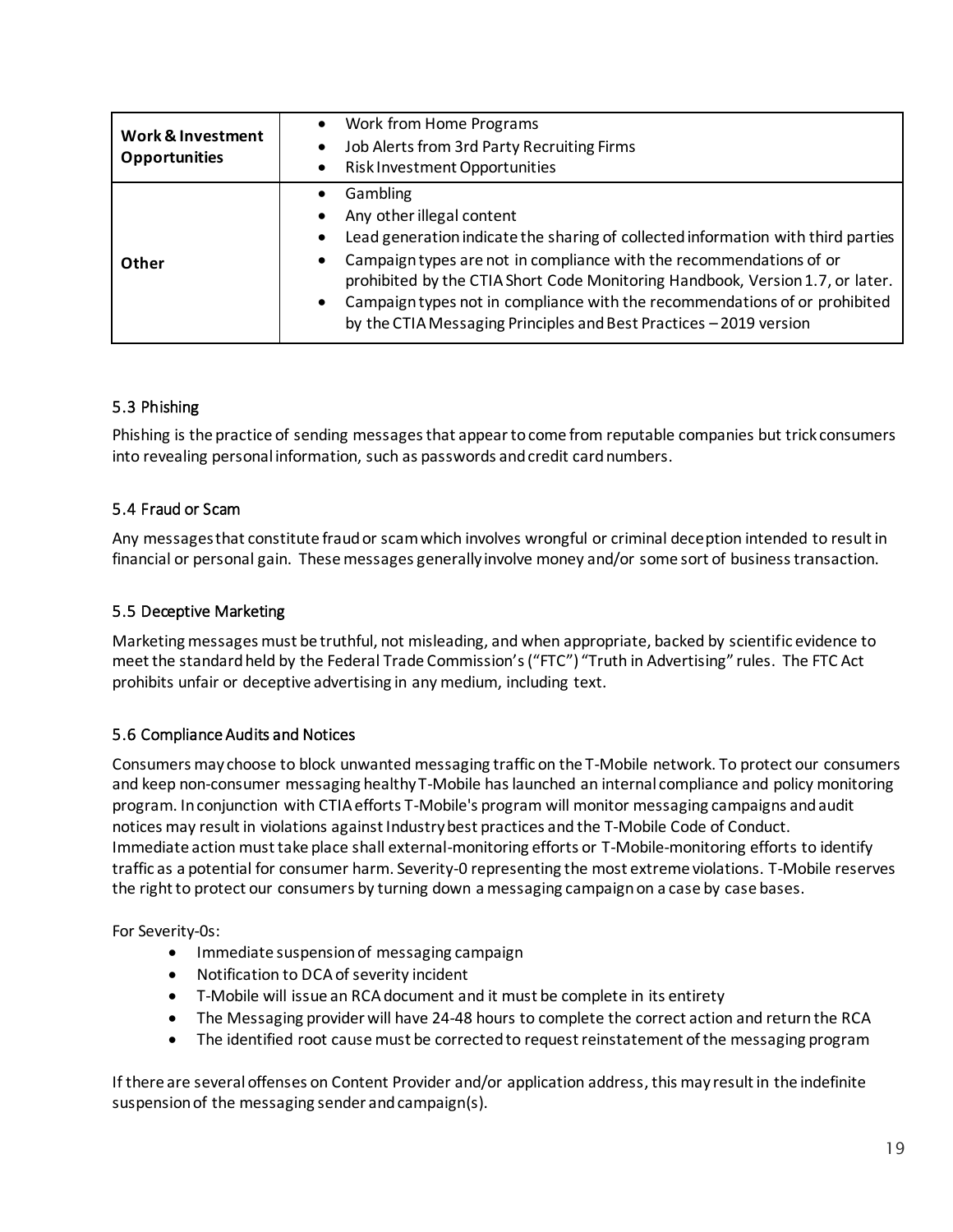| | |
|---|---|
| **Work & Investment Opportunities** | • Work from Home Programs<br>• Job Alerts from 3rd Party Recruiting Firms<br>• Risk Investment Opportunities |
| **Other** | • Gambling<br>• Any other illegal content<br>• Lead generation indicate the sharing of collected information with third parties<br>• Campaign types are not in compliance with the recommendations of or prohibited by the CTIA Short Code Monitoring Handbook, Version 1.7, or later.<br>• Campaign types not in compliance with the recommendations of or prohibited by the CTIA Messaging Principles and Best Practices – 2019 version |

### 5.3 Phishing

Phishing is the practice of sending messages that appear to come from reputable companies but trick consumers into revealing personal information, such as passwords and credit card numbers.

### 5.4 Fraud or Scam

Any messages that constitute fraud or scam which involves wrongful or criminal deception intended to result in financial or personal gain. These messages generally involve money and/or some sort of business transaction.

### 5.5 Deceptive Marketing

Marketing messages must be truthful, not misleading, and when appropriate, backed by scientific evidence to meet the standard held by the Federal Trade Commission's ("FTC") "Truth in Advertising" rules. The FTC Act prohibits unfair or deceptive advertising in any medium, including text.

### 5.6 Compliance Audits and Notices

Consumers may choose to block unwanted messaging traffic on the T-Mobile network. To protect our consumers and keep non-consumer messaging healthy T-Mobile has launched an internal compliance and policy monitoring program. In conjunction with CTIA efforts T-Mobile's program will monitor messaging campaigns and audit notices may result in violations against Industry best practices and the T-Mobile Code of Conduct. Immediate action must take place shall external-monitoring efforts or T-Mobile-monitoring efforts to identify traffic as a potential for consumer harm. Severity-0 representing the most extreme violations. T-Mobile reserves the right to protect our consumers by turning down a messaging campaign on a case by case bases.

For Severity-0s:

- Immediate suspension of messaging campaign
- Notification to DCA of severity incident
- T-Mobile will issue an RCA document and it must be complete in its entirety
- The Messaging provider will have 24-48 hours to complete the correct action and return the RCA
- The identified root cause must be corrected to request reinstatement of the messaging program

If there are several offenses on Content Provider and/or application address, this may result in the indefinite suspension of the messaging sender and campaign(s).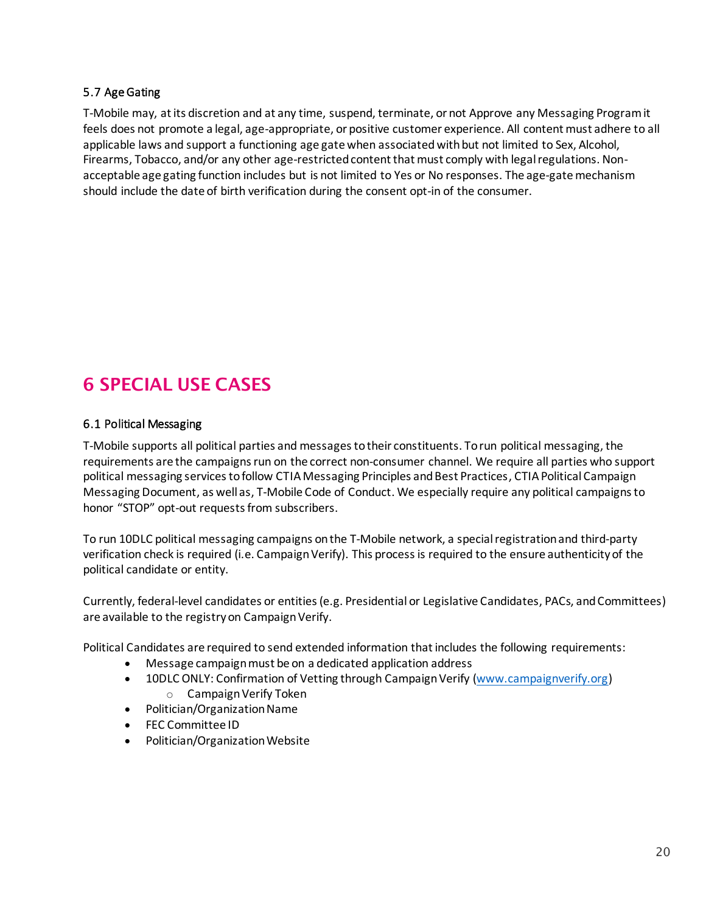### 5.7 Age Gating

T-Mobile may, at its discretion and at any time, suspend, terminate, or not Approve any Messaging Program it feels does not promote a legal, age-appropriate, or positive customer experience. All content must adhere to all applicable laws and support a functioning age gate when associated with but not limited to Sex, Alcohol, Firearms, Tobacco, and/or any other age-restricted content that must comply with legal regulations. Non-acceptable age gating function includes but is not limited to Yes or No responses. The age-gate mechanism should include the date of birth verification during the consent opt-in of the consumer.

# 6 SPECIAL USE CASES

### 6.1 Political Messaging

T-Mobile supports all political parties and messages to their constituents. To run political messaging, the requirements are the campaigns run on the correct non-consumer channel. We require all parties who support political messaging services to follow CTIA Messaging Principles and Best Practices, CTIA Political Campaign Messaging Document, as well as, T-Mobile Code of Conduct. We especially require any political campaigns to honor "STOP" opt-out requests from subscribers.

To run 10DLC political messaging campaigns on the T-Mobile network, a special registration and third-party verification check is required (i.e. Campaign Verify). This process is required to the ensure authenticity of the political candidate or entity.

Currently, federal-level candidates or entities (e.g. Presidential or Legislative Candidates, PACs, and Committees) are available to the registry on Campaign Verify.

Political Candidates are required to send extended information that includes the following requirements:

- Message campaign must be on a dedicated application address
- 10DLC ONLY: Confirmation of Vetting through Campaign Verify ([www.campaignverify.org](www.campaignverify.org))
  - Campaign Verify Token
- Politician/Organization Name
- FEC Committee ID
- Politician/Organization Website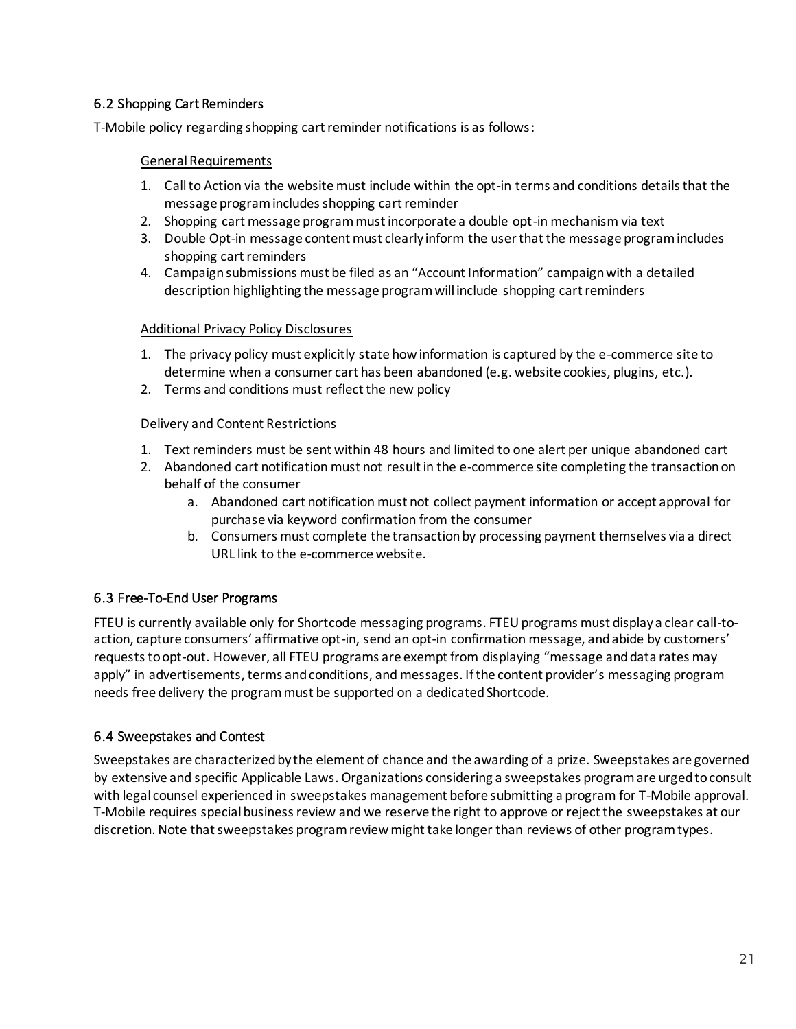## 6.2 Shopping Cart Reminders

T-Mobile policy regarding shopping cart reminder notifications is as follows:

General Requirements

1. Call to Action via the website must include within the opt-in terms and conditions details that the message program includes shopping cart reminder
2. Shopping cart message program must incorporate a double opt-in mechanism via text
3. Double Opt-in message content must clearly inform the user that the message program includes shopping cart reminders
4. Campaign submissions must be filed as an "Account Information" campaign with a detailed description highlighting the message program will include shopping cart reminders

Additional Privacy Policy Disclosures

1. The privacy policy must explicitly state how information is captured by the e-commerce site to determine when a consumer cart has been abandoned (e.g. website cookies, plugins, etc.).
2. Terms and conditions must reflect the new policy

Delivery and Content Restrictions

1. Text reminders must be sent within 48 hours and limited to one alert per unique abandoned cart
2. Abandoned cart notification must not result in the e-commerce site completing the transaction on behalf of the consumer
   a. Abandoned cart notification must not collect payment information or accept approval for purchase via keyword confirmation from the consumer
   b. Consumers must complete the transaction by processing payment themselves via a direct URL link to the e-commerce website.

## 6.3 Free-To-End User Programs

FTEU is currently available only for Shortcode messaging programs. FTEU programs must display a clear call-to-action, capture consumers' affirmative opt-in, send an opt-in confirmation message, and abide by customers' requests to opt-out. However, all FTEU programs are exempt from displaying "message and data rates may apply" in advertisements, terms and conditions, and messages. If the content provider's messaging program needs free delivery the program must be supported on a dedicated Shortcode.

## 6.4 Sweepstakes and Contest

Sweepstakes are characterized by the element of chance and the awarding of a prize. Sweepstakes are governed by extensive and specific Applicable Laws. Organizations considering a sweepstakes program are urged to consult with legal counsel experienced in sweepstakes management before submitting a program for T-Mobile approval. T-Mobile requires special business review and we reserve the right to approve or reject the sweepstakes at our discretion. Note that sweepstakes program review might take longer than reviews of other program types.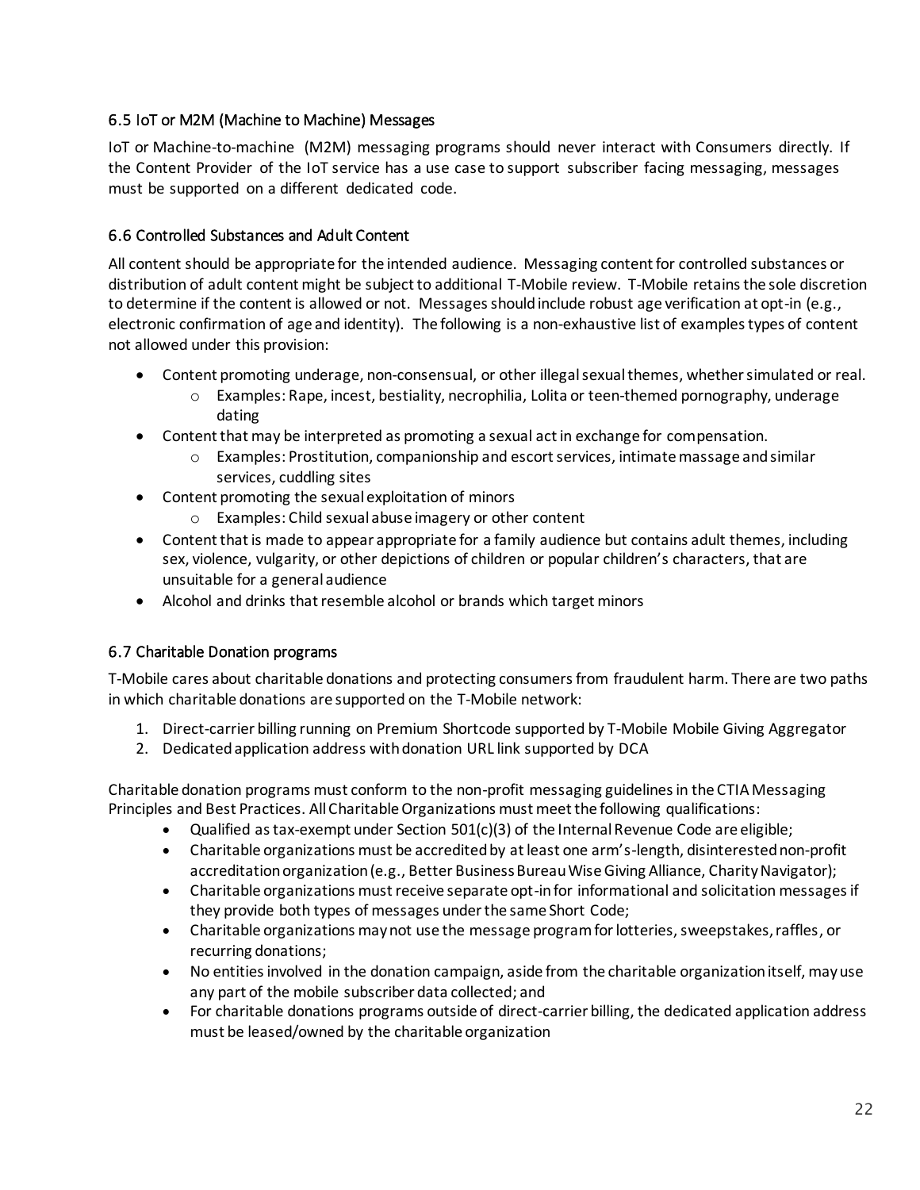### 6.5 IoT or M2M (Machine to Machine) Messages

IoT or Machine-to-machine (M2M) messaging programs should never interact with Consumers directly. If the Content Provider of the IoT service has a use case to support subscriber facing messaging, messages must be supported on a different dedicated code.

### 6.6 Controlled Substances and Adult Content

All content should be appropriate for the intended audience. Messaging content for controlled substances or distribution of adult content might be subject to additional T-Mobile review. T-Mobile retains the sole discretion to determine if the content is allowed or not. Messages should include robust age verification at opt-in (e.g., electronic confirmation of age and identity). The following is a non-exhaustive list of examples types of content not allowed under this provision:

- Content promoting underage, non-consensual, or other illegal sexual themes, whether simulated or real.
  - Examples: Rape, incest, bestiality, necrophilia, Lolita or teen-themed pornography, underage dating
- Content that may be interpreted as promoting a sexual act in exchange for compensation.
  - Examples: Prostitution, companionship and escort services, intimate massage and similar services, cuddling sites
- Content promoting the sexual exploitation of minors
  - Examples: Child sexual abuse imagery or other content
- Content that is made to appear appropriate for a family audience but contains adult themes, including sex, violence, vulgarity, or other depictions of children or popular children's characters, that are unsuitable for a general audience
- Alcohol and drinks that resemble alcohol or brands which target minors

### 6.7 Charitable Donation programs

T-Mobile cares about charitable donations and protecting consumers from fraudulent harm. There are two paths in which charitable donations are supported on the T-Mobile network:

1. Direct-carrier billing running on Premium Shortcode supported by T-Mobile Mobile Giving Aggregator
2. Dedicated application address with donation URL link supported by DCA

Charitable donation programs must conform to the non-profit messaging guidelines in the CTIA Messaging Principles and Best Practices. All Charitable Organizations must meet the following qualifications:

- Qualified as tax-exempt under Section 501(c)(3) of the Internal Revenue Code are eligible;
- Charitable organizations must be accredited by at least one arm's-length, disinterested non-profit accreditation organization (e.g., Better Business Bureau Wise Giving Alliance, Charity Navigator);
- Charitable organizations must receive separate opt-in for informational and solicitation messages if they provide both types of messages under the same Short Code;
- Charitable organizations may not use the message program for lotteries, sweepstakes, raffles, or recurring donations;
- No entities involved in the donation campaign, aside from the charitable organization itself, may use any part of the mobile subscriber data collected; and
- For charitable donations programs outside of direct-carrier billing, the dedicated application address must be leased/owned by the charitable organization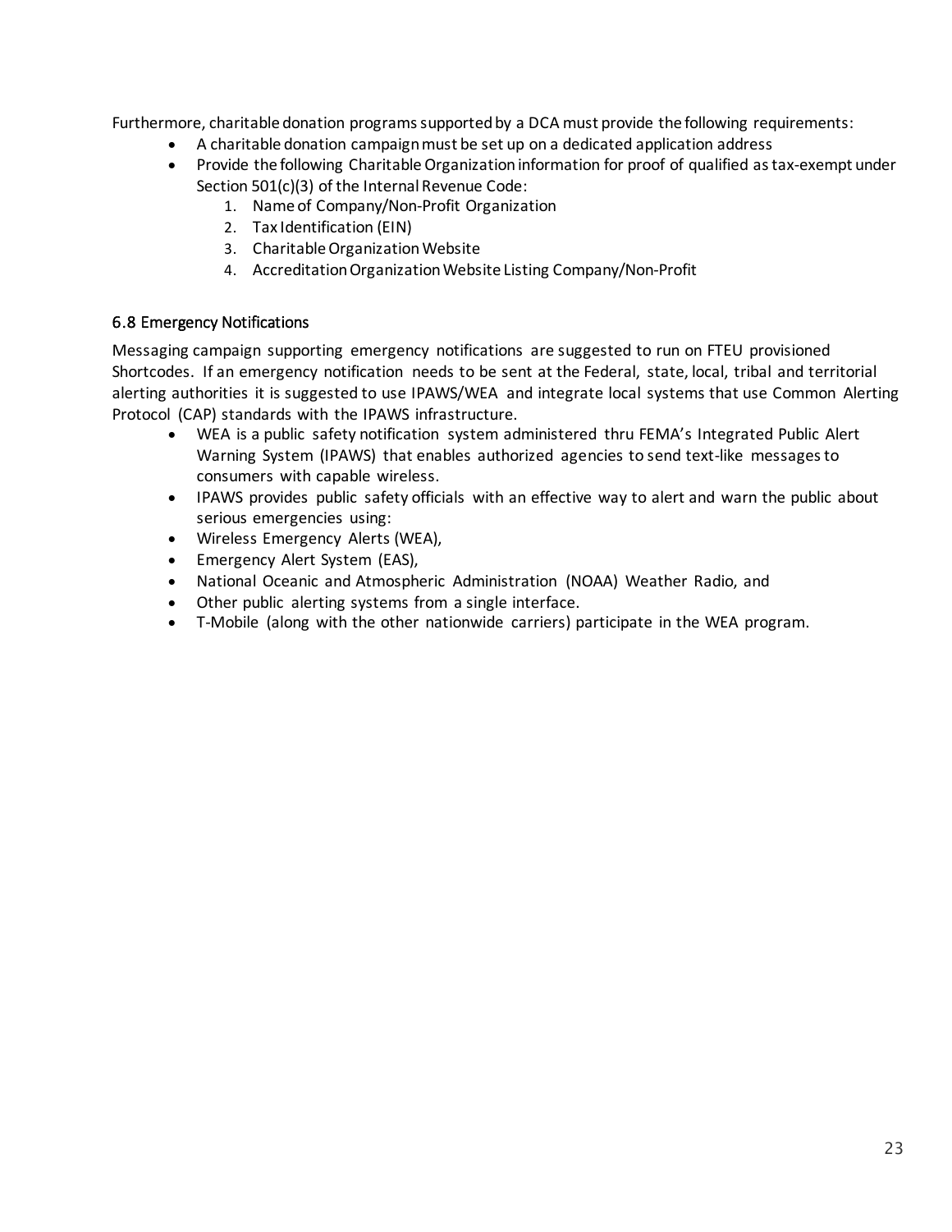Furthermore, charitable donation programs supported by a DCA must provide the following requirements:

- A charitable donation campaign must be set up on a dedicated application address
- Provide the following Charitable Organization information for proof of qualified as tax-exempt under Section 501(c)(3) of the Internal Revenue Code:
  1. Name of Company/Non-Profit Organization
  2. Tax Identification (EIN)
  3. Charitable Organization Website
  4. Accreditation Organization Website Listing Company/Non-Profit

### 6.8 Emergency Notifications

Messaging campaign supporting emergency notifications are suggested to run on FTEU provisioned Shortcodes. If an emergency notification needs to be sent at the Federal, state, local, tribal and territorial alerting authorities it is suggested to use IPAWS/WEA and integrate local systems that use Common Alerting Protocol (CAP) standards with the IPAWS infrastructure.

- WEA is a public safety notification system administered thru FEMA's Integrated Public Alert Warning System (IPAWS) that enables authorized agencies to send text-like messages to consumers with capable wireless.
- IPAWS provides public safety officials with an effective way to alert and warn the public about serious emergencies using:
- Wireless Emergency Alerts (WEA),
- Emergency Alert System (EAS),
- National Oceanic and Atmospheric Administration (NOAA) Weather Radio, and
- Other public alerting systems from a single interface.
- T-Mobile (along with the other nationwide carriers) participate in the WEA program.